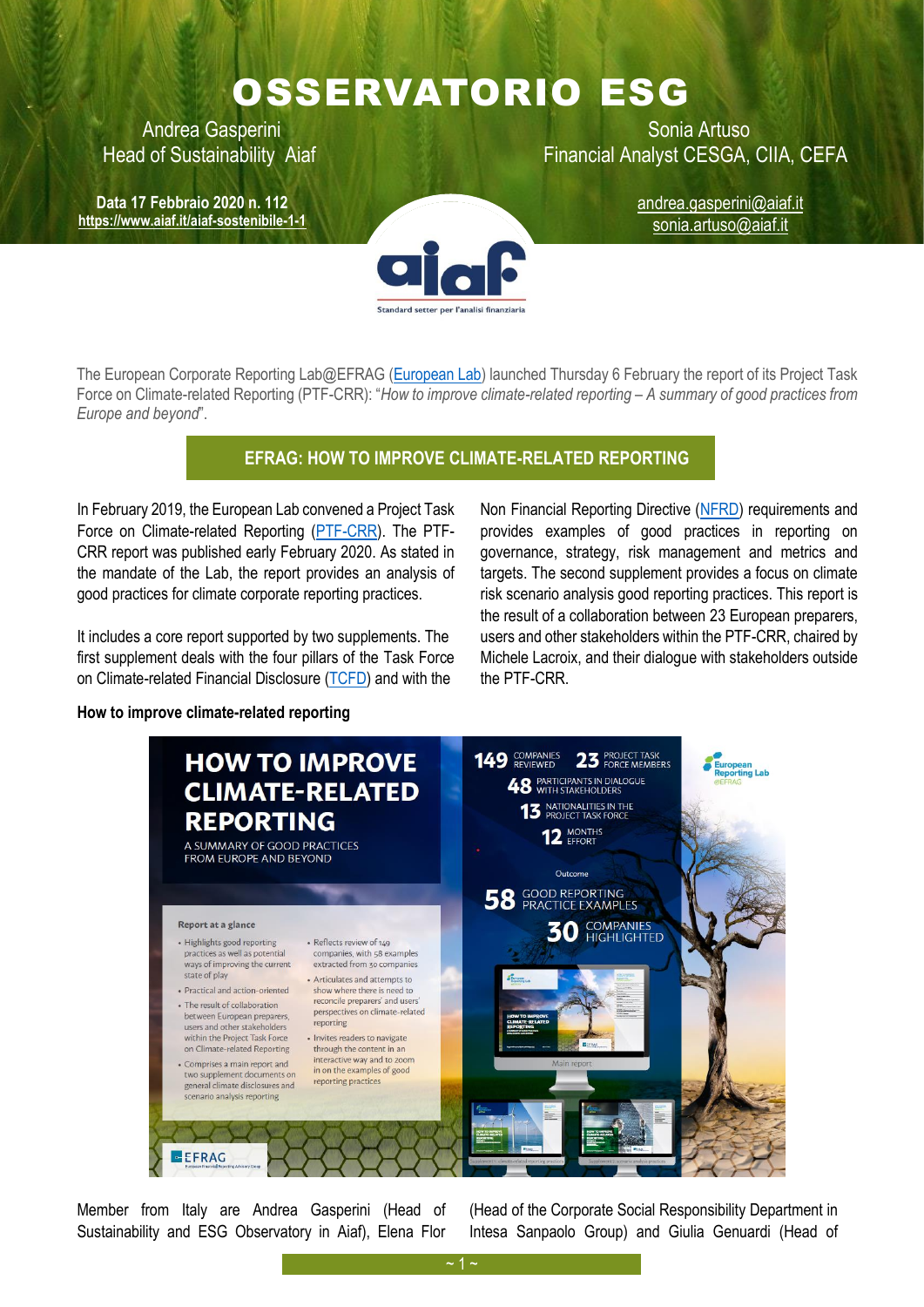# OSSERVATORIO ESG

Andrea Gasperini
Head of Sustainability Aiaf

Sonia Artuso
Financial Analyst CESGA, CIIA, CEFA

**Data 17 Febbraio 2020 n. 112**
**https://www.aiaf.it/aiaf-sostenibile-1-1**

andrea.gasperini@aiaf.it
sonia.artuso@aiaf.it

The European Corporate Reporting Lab@EFRAG (European Lab) launched Thursday 6 February the report of its Project Task Force on Climate-related Reporting (PTF-CRR): "*How to improve climate-related reporting – A summary of good practices from Europe and beyond*".

## EFRAG: HOW TO IMPROVE CLIMATE-RELATED REPORTING

In February 2019, the European Lab convened a Project Task Force on Climate-related Reporting (PTF-CRR). The PTF-CRR report was published early February 2020. As stated in the mandate of the Lab, the report provides an analysis of good practices for climate corporate reporting practices.

It includes a core report supported by two supplements. The first supplement deals with the four pillars of the Task Force on Climate-related Financial Disclosure (TCFD) and with the Non Financial Reporting Directive (NFRD) requirements and provides examples of good practices in reporting on governance, strategy, risk management and metrics and targets. The second supplement provides a focus on climate risk scenario analysis good reporting practices. This report is the result of a collaboration between 23 European preparers, users and other stakeholders within the PTF-CRR, chaired by Michele Lacroix, and their dialogue with stakeholders outside the PTF-CRR.

**How to improve climate-related reporting**

Member from Italy are Andrea Gasperini (Head of Sustainability and ESG Observatory in Aiaf), Elena Flor (Head of the Corporate Social Responsibility Department in Intesa Sanpaolo Group) and Giulia Genuardi (Head of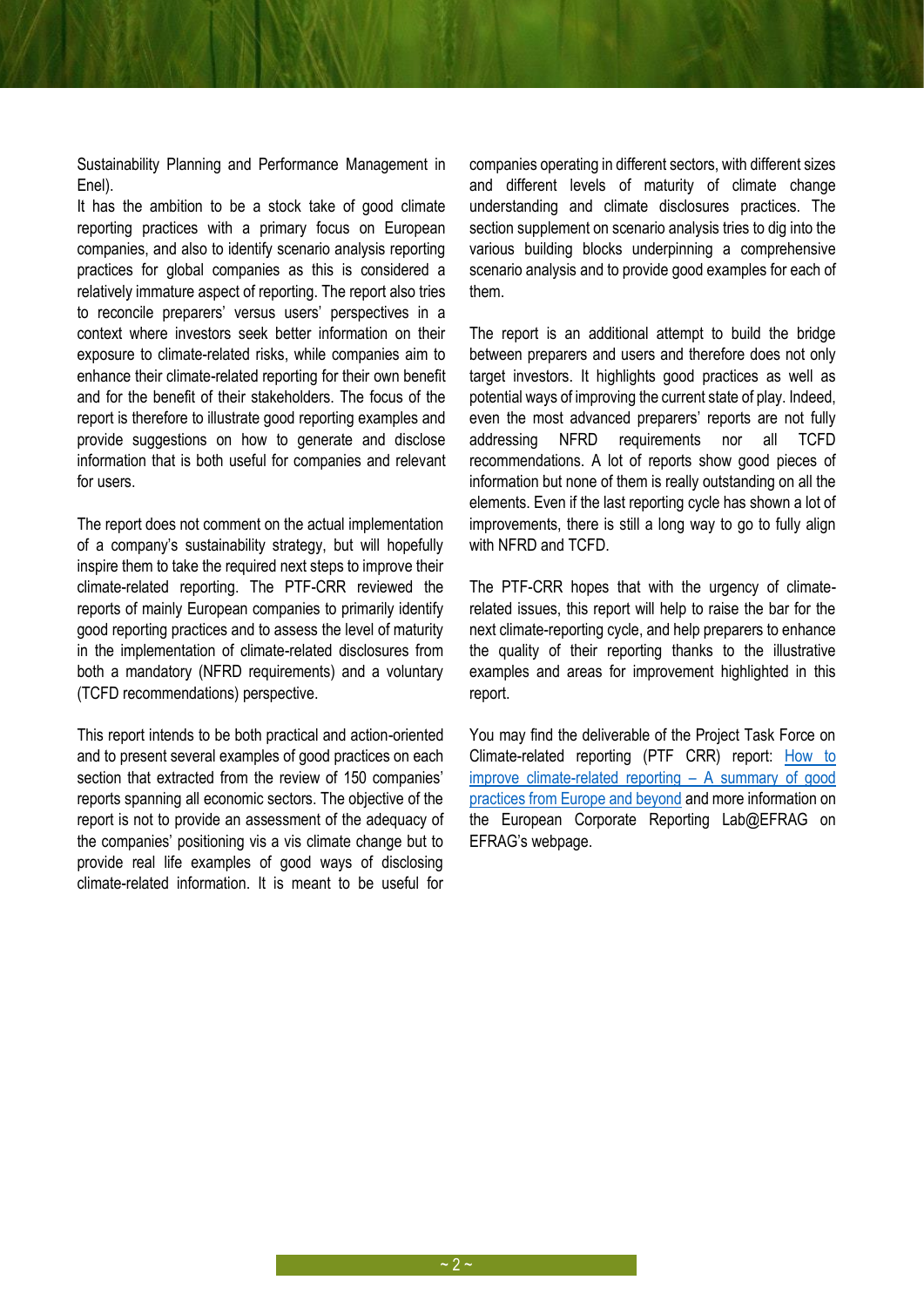Sustainability Planning and Performance Management in Enel).

It has the ambition to be a stock take of good climate reporting practices with a primary focus on European companies, and also to identify scenario analysis reporting practices for global companies as this is considered a relatively immature aspect of reporting. The report also tries to reconcile preparers' versus users' perspectives in a context where investors seek better information on their exposure to climate-related risks, while companies aim to enhance their climate-related reporting for their own benefit and for the benefit of their stakeholders. The focus of the report is therefore to illustrate good reporting examples and provide suggestions on how to generate and disclose information that is both useful for companies and relevant for users.

The report does not comment on the actual implementation of a company's sustainability strategy, but will hopefully inspire them to take the required next steps to improve their climate-related reporting. The PTF-CRR reviewed the reports of mainly European companies to primarily identify good reporting practices and to assess the level of maturity in the implementation of climate-related disclosures from both a mandatory (NFRD requirements) and a voluntary (TCFD recommendations) perspective.

This report intends to be both practical and action-oriented and to present several examples of good practices on each section that extracted from the review of 150 companies' reports spanning all economic sectors. The objective of the report is not to provide an assessment of the adequacy of the companies' positioning vis a vis climate change but to provide real life examples of good ways of disclosing climate-related information. It is meant to be useful for companies operating in different sectors, with different sizes and different levels of maturity of climate change understanding and climate disclosures practices. The section supplement on scenario analysis tries to dig into the various building blocks underpinning a comprehensive scenario analysis and to provide good examples for each of them.

The report is an additional attempt to build the bridge between preparers and users and therefore does not only target investors. It highlights good practices as well as potential ways of improving the current state of play. Indeed, even the most advanced preparers' reports are not fully addressing NFRD requirements nor all TCFD recommendations. A lot of reports show good pieces of information but none of them is really outstanding on all the elements. Even if the last reporting cycle has shown a lot of improvements, there is still a long way to go to fully align with NFRD and TCFD.

The PTF-CRR hopes that with the urgency of climate-related issues, this report will help to raise the bar for the next climate-reporting cycle, and help preparers to enhance the quality of their reporting thanks to the illustrative examples and areas for improvement highlighted in this report.

You may find the deliverable of the Project Task Force on Climate-related reporting (PTF CRR) report: [How to improve climate-related reporting – A summary of good practices from Europe and beyond]() and more information on the European Corporate Reporting Lab@EFRAG on EFRAG's webpage.